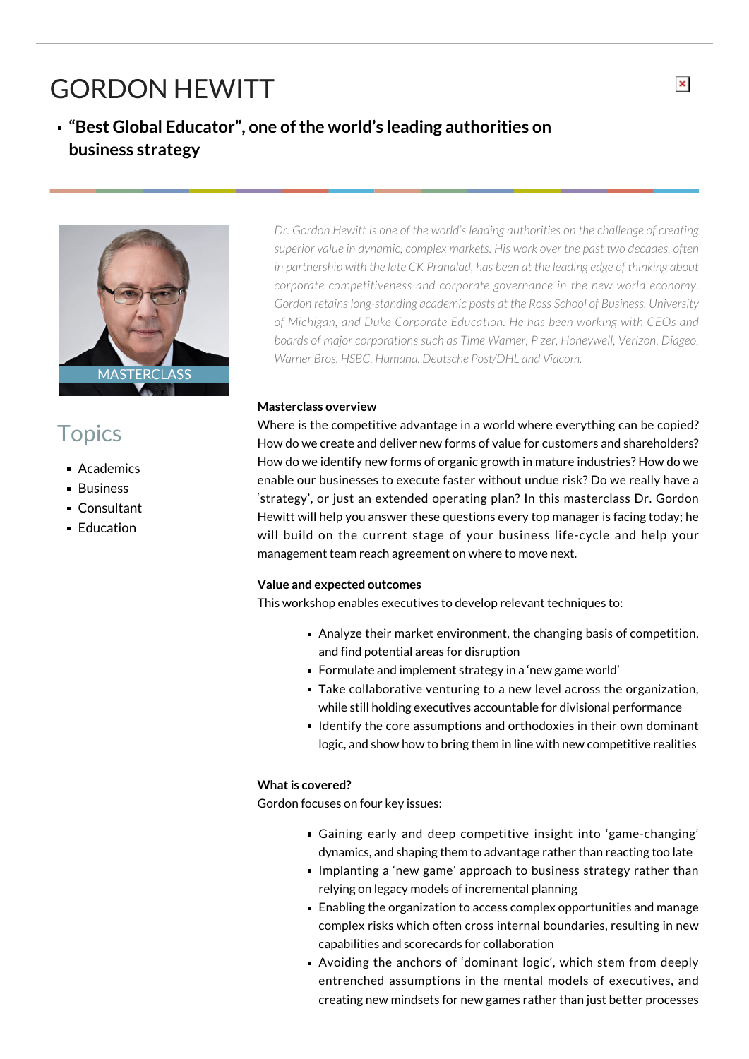# GORDON HEWITT

- **"Best Global Educator", one of the world's leading authorities on business strategy**

MASTERCLASS

## Topics

- Academics
- Business
- Consultant
- Education

*Dr. Gordon Hewitt is one of the world's leading authorities on the challenge of creating superior value in dynamic, complex markets. His work over the past two decades, often in partnership with the late CK Prahalad, has been at the leading edge of thinking about corporate competitiveness and corporate governance in the new world economy. Gordon retains long-standing academic posts at the Ross School of Business, University of Michigan, and Duke Corporate Education. He has been working with CEOs and boards of major corporations such as Time Warner, P zer, Honeywell, Verizon, Diageo, Warner Bros, HSBC, Humana, Deutsche Post/DHL and Viacom.*

**Masterclass overview**

Where is the competitive advantage in a world where everything can be copied? How do we create and deliver new forms of value for customers and shareholders? How do we identify new forms of organic growth in mature industries? How do we enable our businesses to execute faster without undue risk? Do we really have a 'strategy', or just an extended operating plan? In this masterclass Dr. Gordon Hewitt will help you answer these questions every top manager is facing today; he will build on the current stage of your business life-cycle and help your management team reach agreement on where to move next.

**Value and expected outcomes**

This workshop enables executives to develop relevant techniques to:

- Analyze their market environment, the changing basis of competition, and find potential areas for disruption
- Formulate and implement strategy in a 'new game world'
- Take collaborative venturing to a new level across the organization, while still holding executives accountable for divisional performance
- Identify the core assumptions and orthodoxies in their own dominant logic, and show how to bring them in line with new competitive realities

**What is covered?**

Gordon focuses on four key issues:

- Gaining early and deep competitive insight into 'game-changing' dynamics, and shaping them to advantage rather than reacting too late
- Implanting a 'new game' approach to business strategy rather than relying on legacy models of incremental planning
- Enabling the organization to access complex opportunities and manage complex risks which often cross internal boundaries, resulting in new capabilities and scorecards for collaboration
- Avoiding the anchors of 'dominant logic', which stem from deeply entrenched assumptions in the mental models of executives, and creating new mindsets for new games rather than just better processes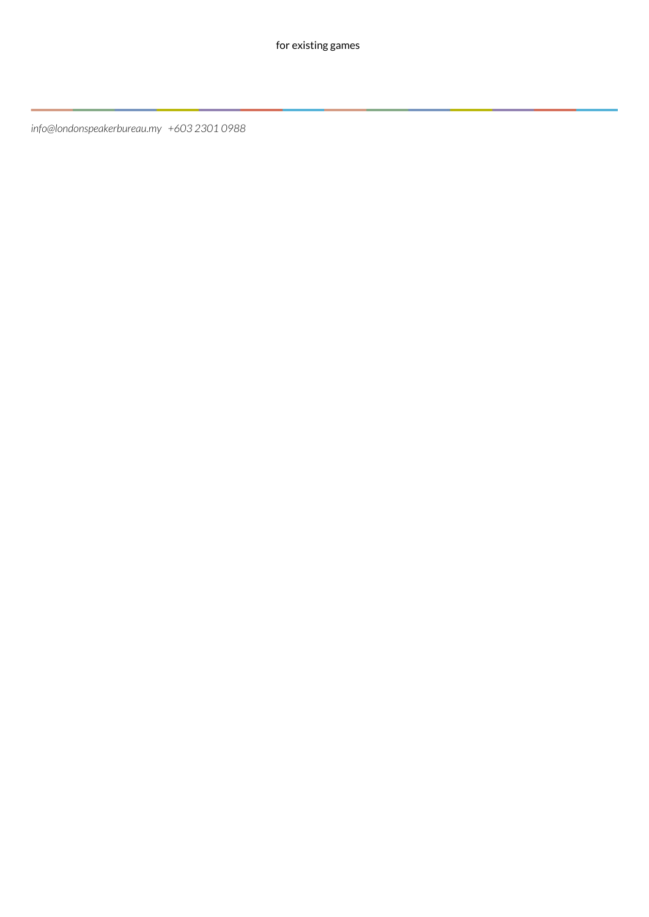for existing games